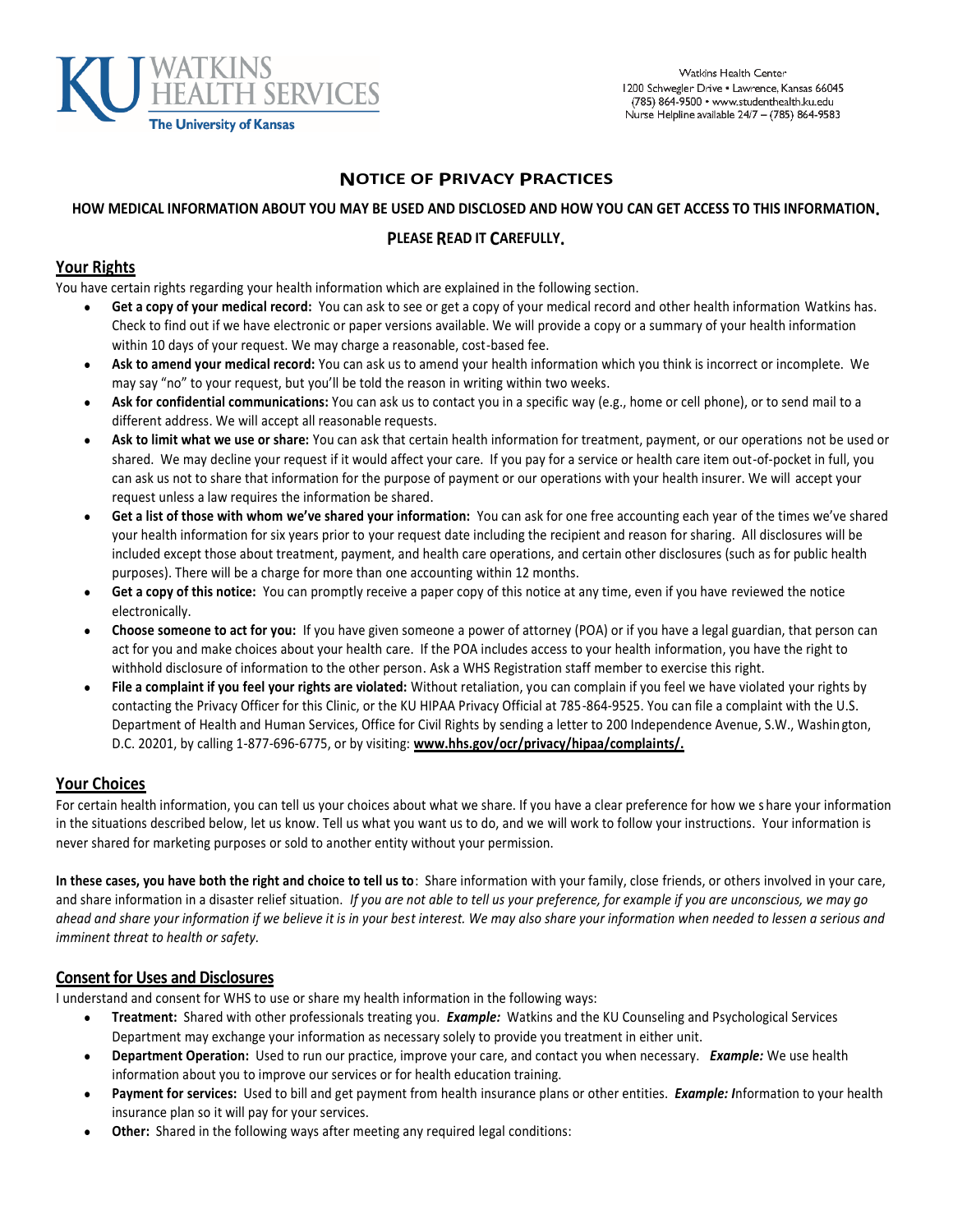**KU WATKINS HEALTH SERVICES**
**The University of Kansas**

Watkins Health Center
1200 Schwegler Drive • Lawrence, Kansas 66045
(785) 864-9500 • www.studenthealth.ku.edu
Nurse Helpline available 24/7 – (785) 864-9583

# NOTICE OF PRIVACY PRACTICES

**HOW MEDICAL INFORMATION ABOUT YOU MAY BE USED AND DISCLOSED AND HOW YOU CAN GET ACCESS TO THIS INFORMATION.**

**PLEASE READ IT CAREFULLY.**

## Your Rights

You have certain rights regarding your health information which are explained in the following section.

- **Get a copy of your medical record:** You can ask to see or get a copy of your medical record and other health information Watkins has. Check to find out if we have electronic or paper versions available. We will provide a copy or a summary of your health information within 10 days of your request. We may charge a reasonable, cost-based fee.
- **Ask to amend your medical record:** You can ask us to amend your health information which you think is incorrect or incomplete. We may say "no" to your request, but you'll be told the reason in writing within two weeks.
- **Ask for confidential communications:** You can ask us to contact you in a specific way (e.g., home or cell phone), or to send mail to a different address. We will accept all reasonable requests.
- **Ask to limit what we use or share:** You can ask that certain health information for treatment, payment, or our operations not be used or shared. We may decline your request if it would affect your care. If you pay for a service or health care item out-of-pocket in full, you can ask us not to share that information for the purpose of payment or our operations with your health insurer. We will accept your request unless a law requires the information be shared.
- **Get a list of those with whom we've shared your information:** You can ask for one free accounting each year of the times we've shared your health information for six years prior to your request date including the recipient and reason for sharing. All disclosures will be included except those about treatment, payment, and health care operations, and certain other disclosures (such as for public health purposes). There will be a charge for more than one accounting within 12 months.
- **Get a copy of this notice:** You can promptly receive a paper copy of this notice at any time, even if you have reviewed the notice electronically.
- **Choose someone to act for you:** If you have given someone a power of attorney (POA) or if you have a legal guardian, that person can act for you and make choices about your health care. If the POA includes access to your health information, you have the right to withhold disclosure of information to the other person. Ask a WHS Registration staff member to exercise this right.
- **File a complaint if you feel your rights are violated:** Without retaliation, you can complain if you feel we have violated your rights by contacting the Privacy Officer for this Clinic, or the KU HIPAA Privacy Official at 785-864-9525. You can file a complaint with the U.S. Department of Health and Human Services, Office for Civil Rights by sending a letter to 200 Independence Avenue, S.W., Washington, D.C. 20201, by calling 1-877-696-6775, or by visiting: **www.hhs.gov/ocr/privacy/hipaa/complaints/.**

## Your Choices

For certain health information, you can tell us your choices about what we share. If you have a clear preference for how we share your information in the situations described below, let us know. Tell us what you want us to do, and we will work to follow your instructions. Your information is never shared for marketing purposes or sold to another entity without your permission.

**In these cases, you have both the right and choice to tell us to**: Share information with your family, close friends, or others involved in your care, and share information in a disaster relief situation. *If you are not able to tell us your preference, for example if you are unconscious, we may go ahead and share your information if we believe it is in your best interest. We may also share your information when needed to lessen a serious and imminent threat to health or safety.*

## Consent for Uses and Disclosures

I understand and consent for WHS to use or share my health information in the following ways:

- **Treatment:** Shared with other professionals treating you. ***Example:*** Watkins and the KU Counseling and Psychological Services Department may exchange your information as necessary solely to provide you treatment in either unit.
- **Department Operation:** Used to run our practice, improve your care, and contact you when necessary. ***Example:*** We use health information about you to improve our services or for health education training.
- **Payment for services:** Used to bill and get payment from health insurance plans or other entities. ***Example: I***nformation to your health insurance plan so it will pay for your services.
- **Other:** Shared in the following ways after meeting any required legal conditions: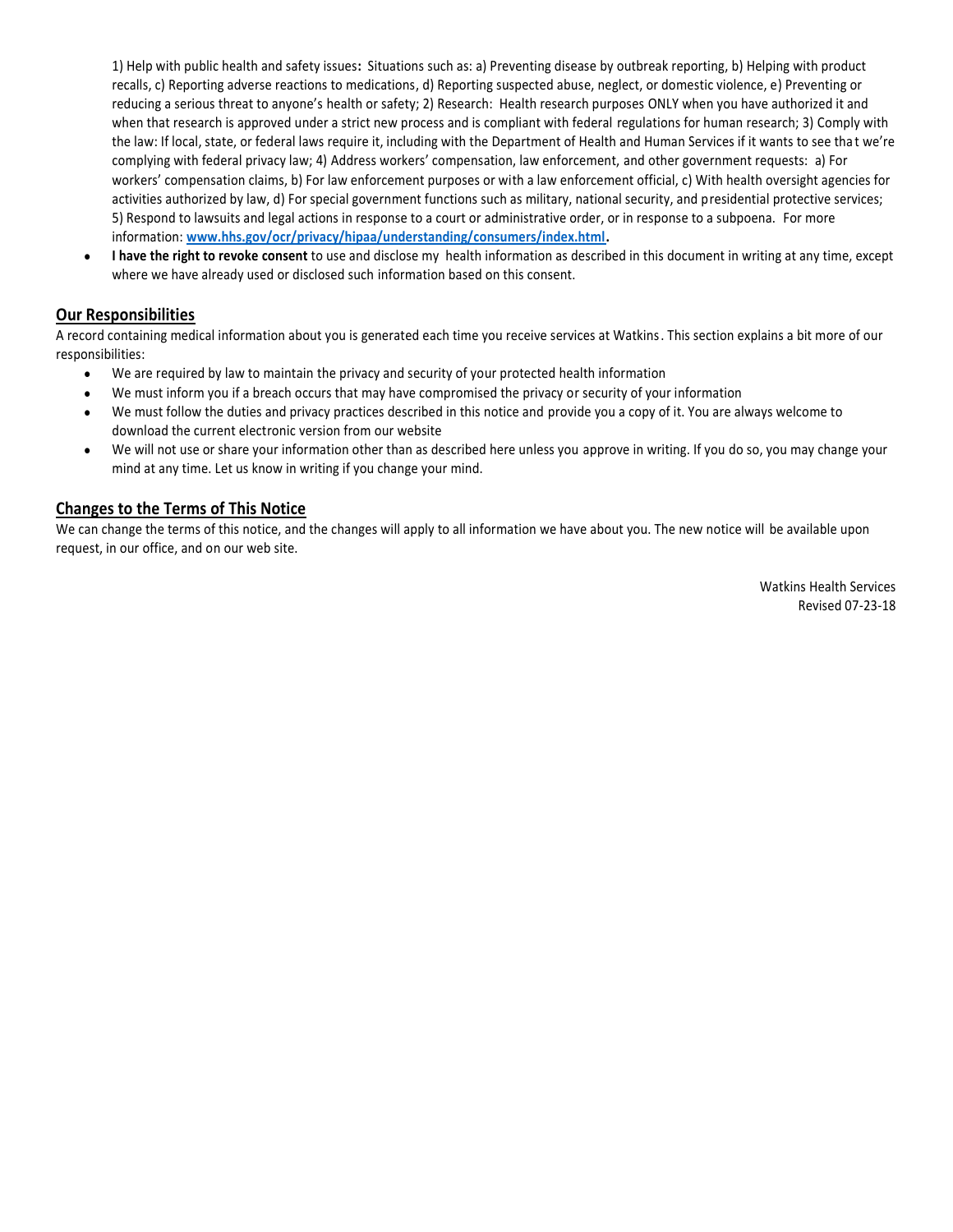1) Help with public health and safety issues**:** Situations such as: a) Preventing disease by outbreak reporting, b) Helping with product recalls, c) Reporting adverse reactions to medications, d) Reporting suspected abuse, neglect, or domestic violence, e) Preventing or reducing a serious threat to anyone's health or safety; 2) Research: Health research purposes ONLY when you have authorized it and when that research is approved under a strict new process and is compliant with federal regulations for human research; 3) Comply with the law: If local, state, or federal laws require it, including with the Department of Health and Human Services if it wants to see that we're complying with federal privacy law; 4) Address workers' compensation, law enforcement, and other government requests: a) For workers' compensation claims, b) For law enforcement purposes or with a law enforcement official, c) With health oversight agencies for activities authorized by law, d) For special government functions such as military, national security, and presidential protective services; 5) Respond to lawsuits and legal actions in response to a court or administrative order, or in response to a subpoena. For more information: **www.hhs.gov/ocr/privacy/hipaa/understanding/consumers/index.html.**

- **I have the right to revoke consent** to use and disclose my health information as described in this document in writing at any time, except where we have already used or disclosed such information based on this consent.

## Our Responsibilities

A record containing medical information about you is generated each time you receive services at Watkins. This section explains a bit more of our responsibilities:

- We are required by law to maintain the privacy and security of your protected health information
- We must inform you if a breach occurs that may have compromised the privacy or security of your information
- We must follow the duties and privacy practices described in this notice and provide you a copy of it. You are always welcome to download the current electronic version from our website
- We will not use or share your information other than as described here unless you approve in writing. If you do so, you may change your mind at any time. Let us know in writing if you change your mind.

## Changes to the Terms of This Notice

We can change the terms of this notice, and the changes will apply to all information we have about you. The new notice will be available upon request, in our office, and on our web site.

Watkins Health Services
Revised 07-23-18